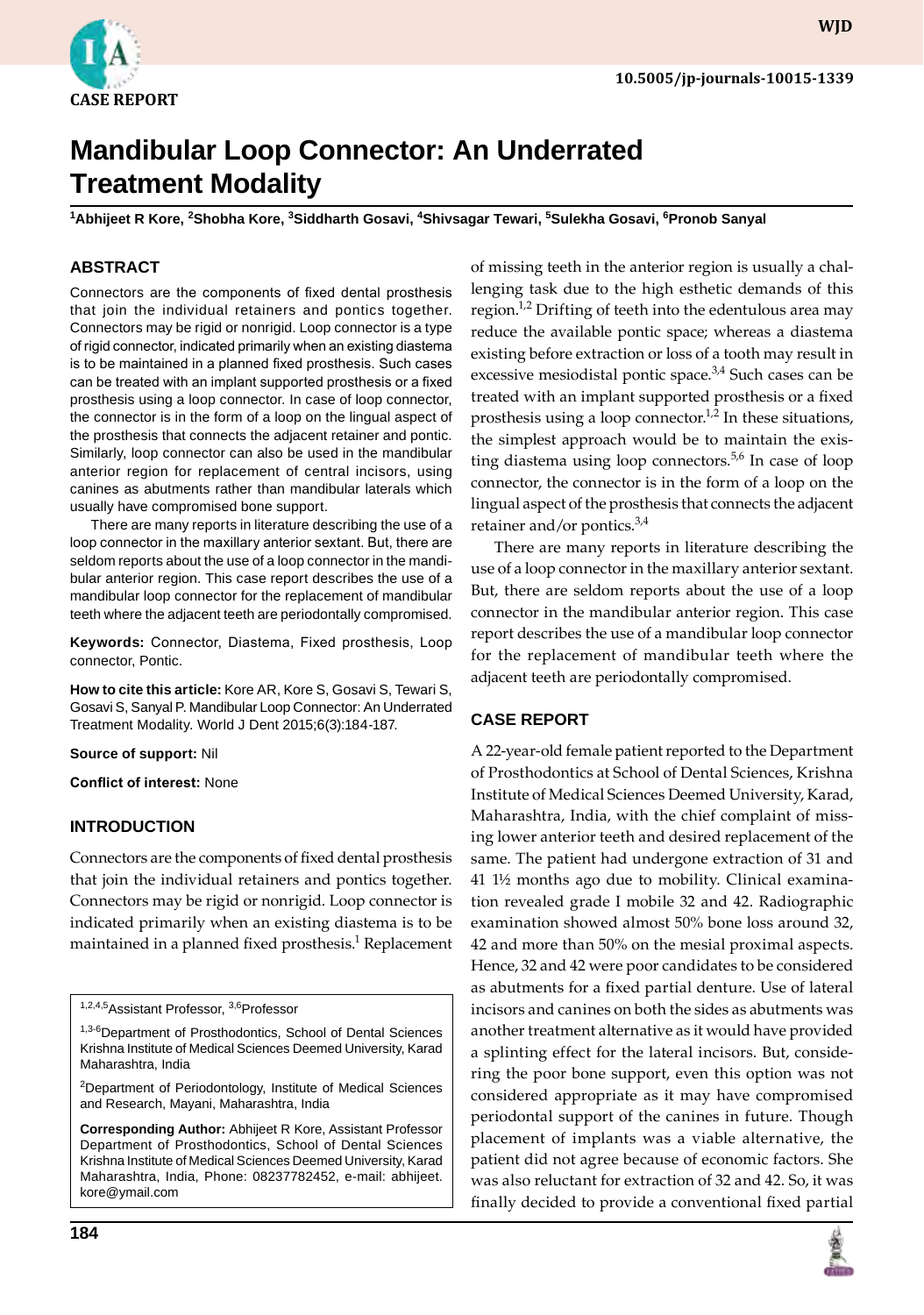CASE REPORT

# Mandibular Loop Connector: An Underrated Treatment Modality

[1]Abhijeet R Kore, [2]Shobha Kore, [3]Siddharth Gosavi, [4]Shivsagar Tewari, [5]Sulekha Gosavi, [6]Pronob Sanyal

## ABSTRACT

Connectors are the components of fixed dental prosthesis that join the individual retainers and pontics together. Connectors may be rigid or nonrigid. Loop connector is a type of rigid connector, indicated primarily when an existing diastema is to be maintained in a planned fixed prosthesis. Such cases can be treated with an implant supported prosthesis or a fixed prosthesis using a loop connector. In case of loop connector, the connector is in the form of a loop on the lingual aspect of the prosthesis that connects the adjacent retainer and pontic. Similarly, loop connector can also be used in the mandibular anterior region for replacement of central incisors, using canines as abutments rather than mandibular laterals which usually have compromised bone support.

There are many reports in literature describing the use of a loop connector in the maxillary anterior sextant. But, there are seldom reports about the use of a loop connector in the mandibular anterior region. This case report describes the use of a mandibular loop connector for the replacement of mandibular teeth where the adjacent teeth are periodontally compromised.

**Keywords:** Connector, Diastema, Fixed prosthesis, Loop connector, Pontic.

**How to cite this article:** Kore AR, Kore S, Gosavi S, Tewari S, Gosavi S, Sanyal P. Mandibular Loop Connector: An Underrated Treatment Modality. World J Dent 2015;6(3):184-187.

**Source of support:** Nil

**Conflict of interest:** None

## INTRODUCTION

Connectors are the components of fixed dental prosthesis that join the individual retainers and pontics together. Connectors may be rigid or nonrigid. Loop connector is indicated primarily when an existing diastema is to be maintained in a planned fixed prosthesis.[1] Replacement of missing teeth in the anterior region is usually a challenging task due to the high esthetic demands of this region.[1,2] Drifting of teeth into the edentulous area may reduce the available pontic space; whereas a diastema existing before extraction or loss of a tooth may result in excessive mesiodistal pontic space.[3,4] Such cases can be treated with an implant supported prosthesis or a fixed prosthesis using a loop connector.[1,2] In these situations, the simplest approach would be to maintain the existing diastema using loop connectors.[5,6] In case of loop connector, the connector is in the form of a loop on the lingual aspect of the prosthesis that connects the adjacent retainer and/or pontics.[3,4]

There are many reports in literature describing the use of a loop connector in the maxillary anterior sextant. But, there are seldom reports about the use of a loop connector in the mandibular anterior region. This case report describes the use of a mandibular loop connector for the replacement of mandibular teeth where the adjacent teeth are periodontally compromised.

## CASE REPORT

A 22-year-old female patient reported to the Department of Prosthodontics at School of Dental Sciences, Krishna Institute of Medical Sciences Deemed University, Karad, Maharashtra, India, with the chief complaint of missing lower anterior teeth and desired replacement of the same. The patient had undergone extraction of 31 and 41 1½ months ago due to mobility. Clinical examination revealed grade I mobile 32 and 42. Radiographic examination showed almost 50% bone loss around 32, 42 and more than 50% on the mesial proximal aspects. Hence, 32 and 42 were poor candidates to be considered as abutments for a fixed partial denture. Use of lateral incisors and canines on both the sides as abutments was another treatment alternative as it would have provided a splinting effect for the lateral incisors. But, considering the poor bone support, even this option was not considered appropriate as it may have compromised periodontal support of the canines in future. Though placement of implants was a viable alternative, the patient did not agree because of economic factors. She was also reluctant for extraction of 32 and 42. So, it was finally decided to provide a conventional fixed partial

[1,2,4,5]Assistant Professor, [3,6]Professor

[1,3-6]Department of Prosthodontics, School of Dental Sciences Krishna Institute of Medical Sciences Deemed University, Karad Maharashtra, India

[2]Department of Periodontology, Institute of Medical Sciences and Research, Mayani, Maharashtra, India

**Corresponding Author:** Abhijeet R Kore, Assistant Professor Department of Prosthodontics, School of Dental Sciences Krishna Institute of Medical Sciences Deemed University, Karad Maharashtra, India, Phone: 08237782452, e-mail: abhijeet.kore@ymail.com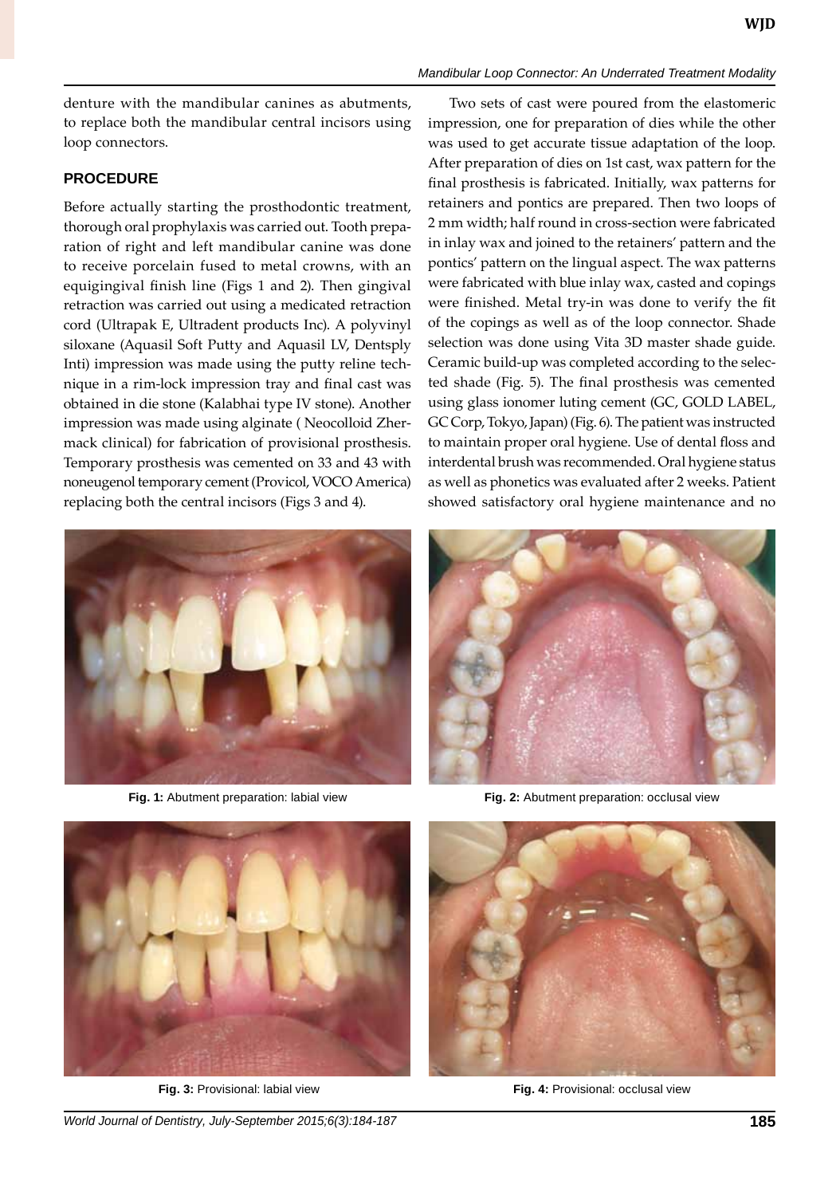denture with the mandibular canines as abutments, to replace both the mandibular central incisors using loop connectors.

## PROCEDURE

Before actually starting the prosthodontic treatment, thorough oral prophylaxis was carried out. Tooth preparation of right and left mandibular canine was done to receive porcelain fused to metal crowns, with an equigingival finish line (Figs 1 and 2). Then gingival retraction was carried out using a medicated retraction cord (Ultrapak E, Ultradent products Inc). A polyvinyl siloxane (Aquasil Soft Putty and Aquasil LV, Dentsply Inti) impression was made using the putty reline technique in a rim-lock impression tray and final cast was obtained in die stone (Kalabhai type IV stone). Another impression was made using alginate ( Neocolloid Zhermack clinical) for fabrication of provisional prosthesis. Temporary prosthesis was cemented on 33 and 43 with noneugenol temporary cement (Provicol, VOCO America) replacing both the central incisors (Figs 3 and 4).

Two sets of cast were poured from the elastomeric impression, one for preparation of dies while the other was used to get accurate tissue adaptation of the loop. After preparation of dies on 1st cast, wax pattern for the final prosthesis is fabricated. Initially, wax patterns for retainers and pontics are prepared. Then two loops of 2 mm width; half round in cross-section were fabricated in inlay wax and joined to the retainers' pattern and the pontics' pattern on the lingual aspect. The wax patterns were fabricated with blue inlay wax, casted and copings were finished. Metal try-in was done to verify the fit of the copings as well as of the loop connector. Shade selection was done using Vita 3D master shade guide. Ceramic build-up was completed according to the selected shade (Fig. 5). The final prosthesis was cemented using glass ionomer luting cement (GC, GOLD LABEL, GC Corp, Tokyo, Japan) (Fig. 6). The patient was instructed to maintain proper oral hygiene. Use of dental floss and interdental brush was recommended. Oral hygiene status as well as phonetics was evaluated after 2 weeks. Patient showed satisfactory oral hygiene maintenance and no

**Fig. 1:** Abutment preparation: labial view

**Fig. 2:** Abutment preparation: occlusal view

**Fig. 3:** Provisional: labial view

**Fig. 4:** Provisional: occlusal view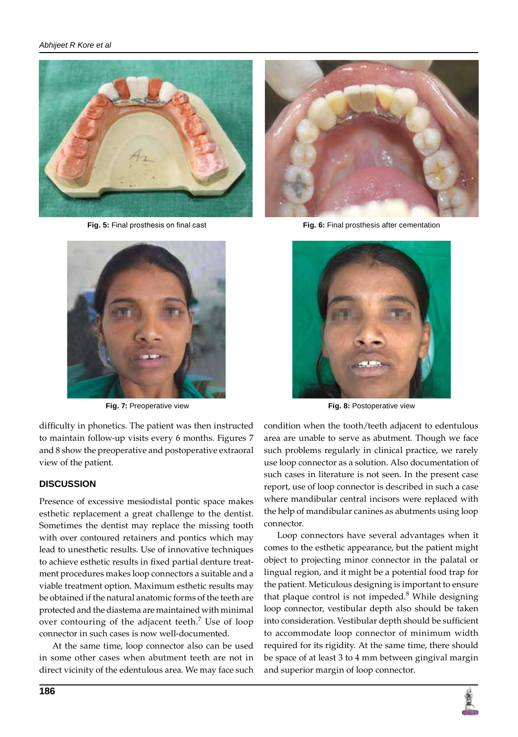Fig. 5: Final prosthesis on final cast

Fig. 6: Final prosthesis after cementation

Fig. 7: Preoperative view

Fig. 8: Postoperative view

difficulty in phonetics. The patient was then instructed to maintain follow-up visits every 6 months. Figures 7 and 8 show the preoperative and postoperative extraoral view of the patient.

## DISCUSSION

Presence of excessive mesiodistal pontic space makes esthetic replacement a great challenge to the dentist. Sometimes the dentist may replace the missing tooth with over contoured retainers and pontics which may lead to unesthetic results. Use of innovative techniques to achieve esthetic results in fixed partial denture treatment procedures makes loop connectors a suitable and a viable treatment option. Maximum esthetic results may be obtained if the natural anatomic forms of the teeth are protected and the diastema are maintained with minimal over contouring of the adjacent teeth.[7] Use of loop connector in such cases is now well-documented.

At the same time, loop connector also can be used in some other cases when abutment teeth are not in direct vicinity of the edentulous area. We may face such condition when the tooth/teeth adjacent to edentulous area are unable to serve as abutment. Though we face such problems regularly in clinical practice, we rarely use loop connector as a solution. Also documentation of such cases in literature is not seen. In the present case report, use of loop connector is described in such a case where mandibular central incisors were replaced with the help of mandibular canines as abutments using loop connector.

Loop connectors have several advantages when it comes to the esthetic appearance, but the patient might object to projecting minor connector in the palatal or lingual region, and it might be a potential food trap for the patient. Meticulous designing is important to ensure that plaque control is not impeded.[8] While designing loop connector, vestibular depth also should be taken into consideration. Vestibular depth should be sufficient to accommodate loop connector of minimum width required for its rigidity. At the same time, there should be space of at least 3 to 4 mm between gingival margin and superior margin of loop connector.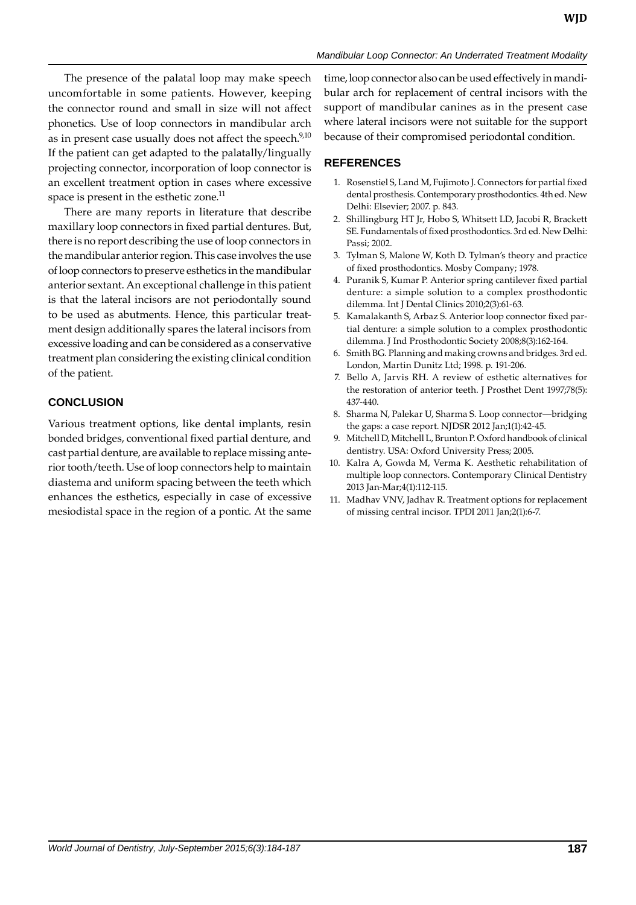The presence of the palatal loop may make speech uncomfortable in some patients. However, keeping the connector round and small in size will not affect phonetics. Use of loop connectors in mandibular arch as in present case usually does not affect the speech.[9,10] If the patient can get adapted to the palatally/lingually projecting connector, incorporation of loop connector is an excellent treatment option in cases where excessive space is present in the esthetic zone.[11]

There are many reports in literature that describe maxillary loop connectors in fixed partial dentures. But, there is no report describing the use of loop connectors in the mandibular anterior region. This case involves the use of loop connectors to preserve esthetics in the mandibular anterior sextant. An exceptional challenge in this patient is that the lateral incisors are not periodontally sound to be used as abutments. Hence, this particular treatment design additionally spares the lateral incisors from excessive loading and can be considered as a conservative treatment plan considering the existing clinical condition of the patient.

## CONCLUSION

Various treatment options, like dental implants, resin bonded bridges, conventional fixed partial denture, and cast partial denture, are available to replace missing anterior tooth/teeth. Use of loop connectors help to maintain diastema and uniform spacing between the teeth which enhances the esthetics, especially in case of excessive mesiodistal space in the region of a pontic. At the same time, loop connector also can be used effectively in mandibular arch for replacement of central incisors with the support of mandibular canines as in the present case where lateral incisors were not suitable for the support because of their compromised periodontal condition.

## REFERENCES

1. Rosenstiel S, Land M, Fujimoto J. Connectors for partial fixed dental prosthesis. Contemporary prosthodontics. 4th ed. New Delhi: Elsevier; 2007. p. 843.
2. Shillingburg HT Jr, Hobo S, Whitsett LD, Jacobi R, Brackett SE. Fundamentals of fixed prosthodontics. 3rd ed. New Delhi: Passi; 2002.
3. Tylman S, Malone W, Koth D. Tylman's theory and practice of fixed prosthodontics. Mosby Company; 1978.
4. Puranik S, Kumar P. Anterior spring cantilever fixed partial denture: a simple solution to a complex prosthodontic dilemma. Int J Dental Clinics 2010;2(3):61-63.
5. Kamalakanth S, Arbaz S. Anterior loop connector fixed partial denture: a simple solution to a complex prosthodontic dilemma. J Ind Prosthodontic Society 2008;8(3):162-164.
6. Smith BG. Planning and making crowns and bridges. 3rd ed. London, Martin Dunitz Ltd; 1998. p. 191-206.
7. Bello A, Jarvis RH. A review of esthetic alternatives for the restoration of anterior teeth. J Prosthet Dent 1997;78(5):437-440.
8. Sharma N, Palekar U, Sharma S. Loop connector—bridging the gaps: a case report. NJDSR 2012 Jan;1(1):42-45.
9. Mitchell D, Mitchell L, Brunton P. Oxford handbook of clinical dentistry. USA: Oxford University Press; 2005.
10. Kalra A, Gowda M, Verma K. Aesthetic rehabilitation of multiple loop connectors. Contemporary Clinical Dentistry 2013 Jan-Mar;4(1):112-115.
11. Madhav VNV, Jadhav R. Treatment options for replacement of missing central incisor. TPDI 2011 Jan;2(1):6-7.